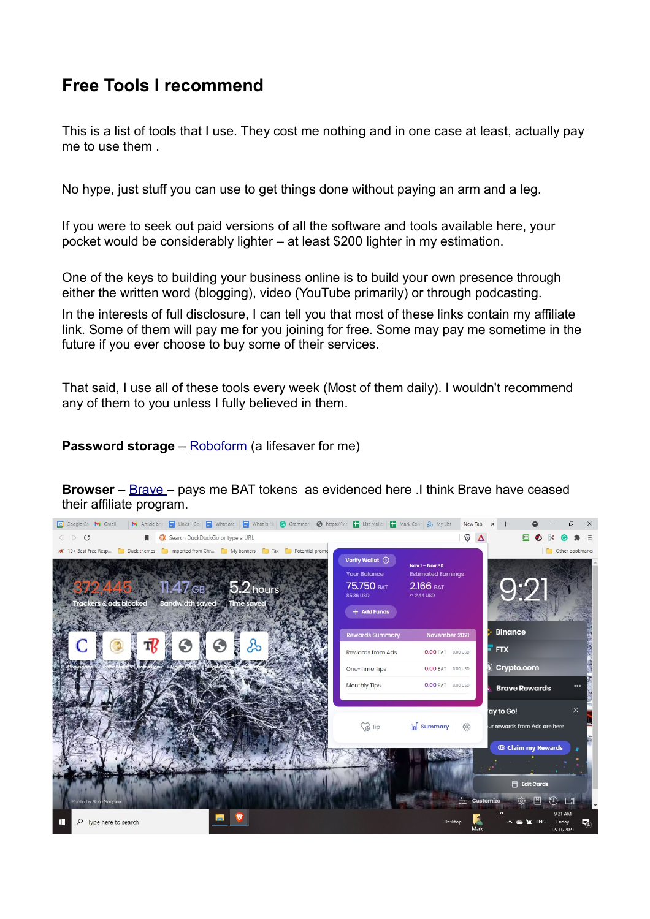# Free Tools I recommend

This is a list of tools that I use. They cost me nothing and in one case at least, actually pay me to use them .

No hype, just stuff you can use to get things done without paying an arm and a leg.

If you were to seek out paid versions of all the software and tools available here, your pocket would be considerably lighter – at least $200 lighter in my estimation.

One of the keys to building your business online is to build your own presence through either the written word (blogging), video (YouTube primarily) or through podcasting.

In the interests of full disclosure, I can tell you that most of these links contain my affiliate link. Some of them will pay me for you joining for free. Some may pay me sometime in the future if you ever choose to buy some of their services.

That said, I use all of these tools every week (Most of them daily). I wouldn't recommend any of them to you unless I fully believed in them.

**Password storage** – Roboform (a lifesaver for me)

**Browser** – Brave – pays me BAT tokens as evidenced here .I think Brave have ceased their affiliate program.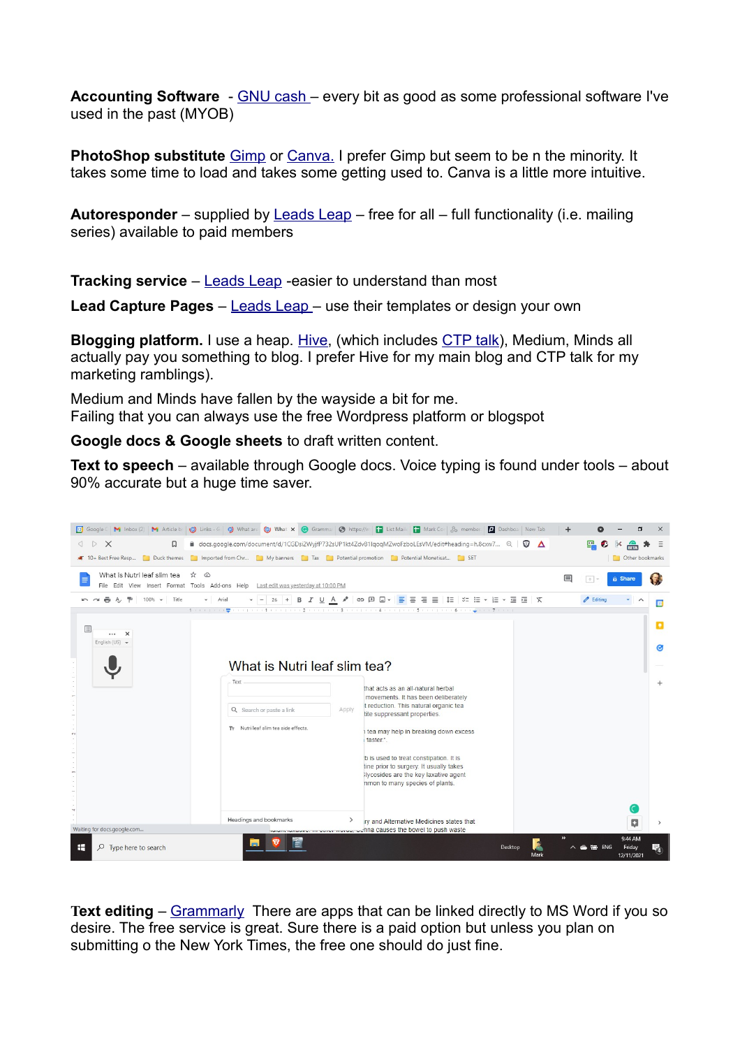**Accounting Software** - GNU cash – every bit as good as some professional software I've used in the past (MYOB)

**PhotoShop substitute** Gimp or Canva. I prefer Gimp but seem to be n the minority. It takes some time to load and takes some getting used to. Canva is a little more intuitive.

**Autoresponder** – supplied by Leads Leap – free for all – full functionality (i.e. mailing series) available to paid members

**Tracking service** – Leads Leap -easier to understand than most

**Lead Capture Pages** – Leads Leap – use their templates or design your own

**Blogging platform.** I use a heap. Hive, (which includes CTP talk), Medium, Minds all actually pay you something to blog. I prefer Hive for my main blog and CTP talk for my marketing ramblings).

Medium and Minds have fallen by the wayside a bit for me.
Failing that you can always use the free Wordpress platform or blogspot

**Google docs & Google sheets** to draft written content.

**Text to speech** – available through Google docs. Voice typing is found under tools – about 90% accurate but a huge time saver.

**Text editing** – Grammarly There are apps that can be linked directly to MS Word if you so desire. The free service is great. Sure there is a paid option but unless you plan on submitting o the New York Times, the free one should do just fine.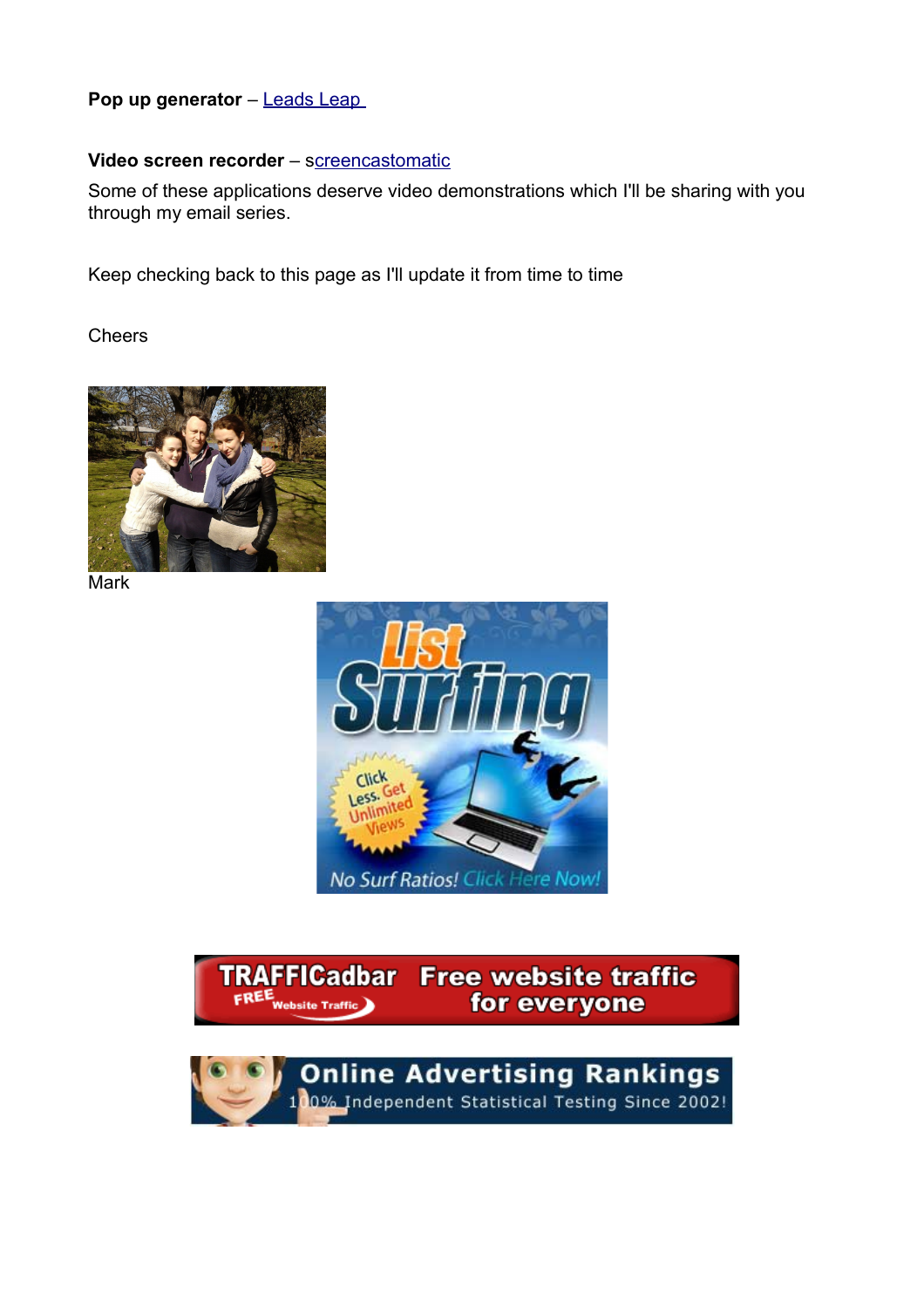**Pop up generator** – [Leads Leap](#)

**Video screen recorder** – [screencastomatic](#)

Some of these applications deserve video demonstrations which I'll be sharing with you through my email series.

Keep checking back to this page as I'll update it from time to time

Cheers

Mark